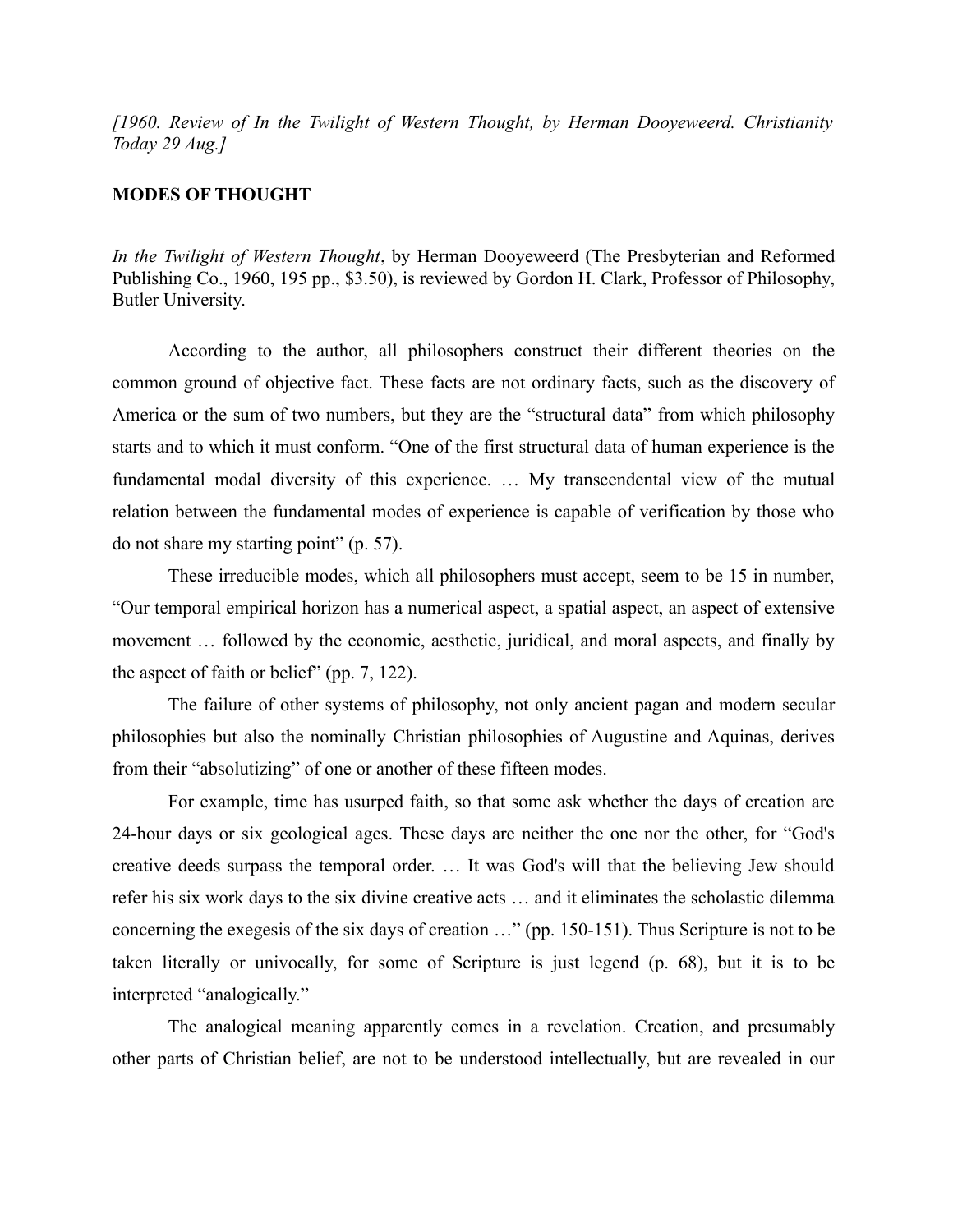*[1960. Review of In the Twilight of Western Thought, by Herman Dooyeweerd. Christianity Today 29 Aug.]*

**MODES OF THOUGHT**

*In the Twilight of Western Thought*, by Herman Dooyeweerd (The Presbyterian and Reformed Publishing Co., 1960, 195 pp., $3.50), is reviewed by Gordon H. Clark, Professor of Philosophy, Butler University.

According to the author, all philosophers construct their different theories on the common ground of objective fact. These facts are not ordinary facts, such as the discovery of America or the sum of two numbers, but they are the "structural data" from which philosophy starts and to which it must conform. "One of the first structural data of human experience is the fundamental modal diversity of this experience. … My transcendental view of the mutual relation between the fundamental modes of experience is capable of verification by those who do not share my starting point" (p. 57).

These irreducible modes, which all philosophers must accept, seem to be 15 in number, "Our temporal empirical horizon has a numerical aspect, a spatial aspect, an aspect of extensive movement … followed by the economic, aesthetic, juridical, and moral aspects, and finally by the aspect of faith or belief" (pp. 7, 122).

The failure of other systems of philosophy, not only ancient pagan and modern secular philosophies but also the nominally Christian philosophies of Augustine and Aquinas, derives from their "absolutizing" of one or another of these fifteen modes.

For example, time has usurped faith, so that some ask whether the days of creation are 24-hour days or six geological ages. These days are neither the one nor the other, for "God's creative deeds surpass the temporal order. … It was God's will that the believing Jew should refer his six work days to the six divine creative acts … and it eliminates the scholastic dilemma concerning the exegesis of the six days of creation …" (pp. 150-151). Thus Scripture is not to be taken literally or univocally, for some of Scripture is just legend (p. 68), but it is to be interpreted "analogically."

The analogical meaning apparently comes in a revelation. Creation, and presumably other parts of Christian belief, are not to be understood intellectually, but are revealed in our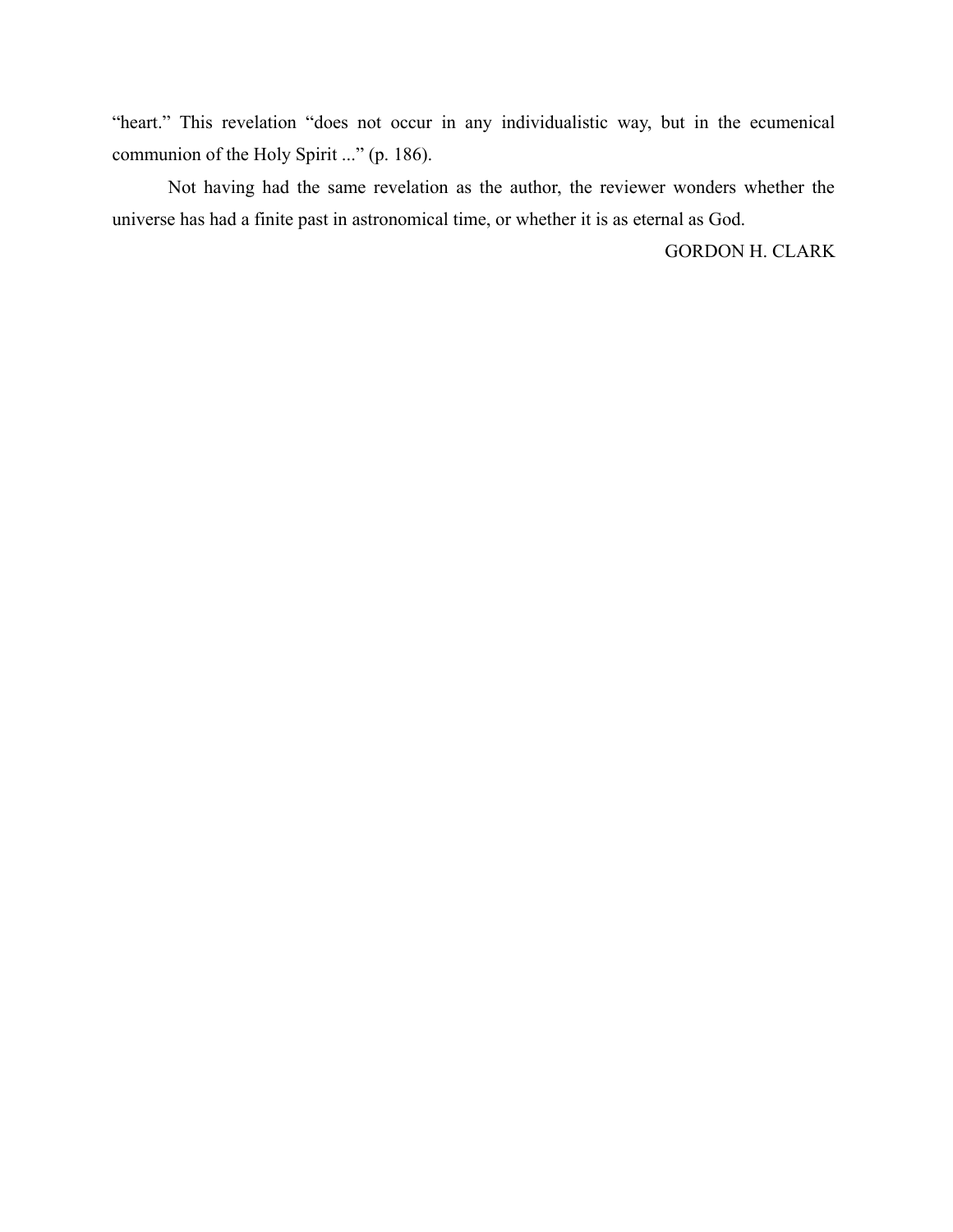"heart." This revelation "does not occur in any individualistic way, but in the ecumenical communion of the Holy Spirit ..." (p. 186).

Not having had the same revelation as the author, the reviewer wonders whether the universe has had a finite past in astronomical time, or whether it is as eternal as God.

GORDON H. CLARK